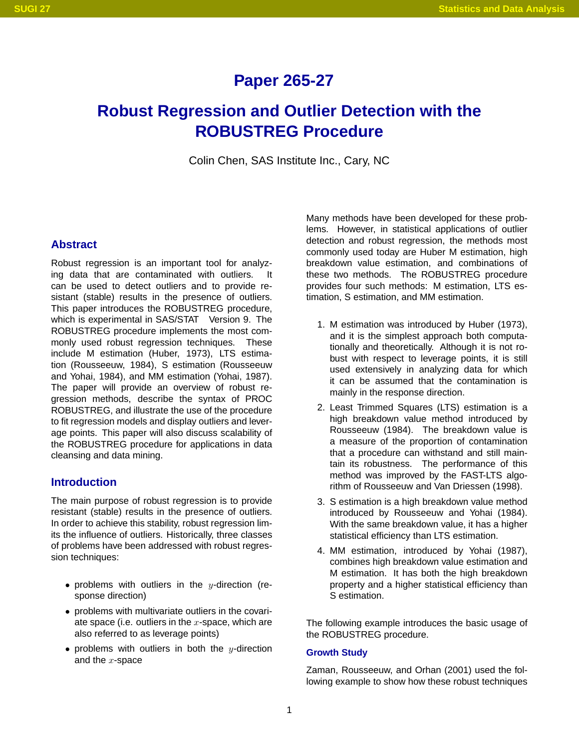# Paper 265-27

# Robust Regression and Outlier Detection with the ROBUSTREG Procedure

Colin Chen, SAS Institute Inc., Cary, NC

## Abstract

Robust regression is an important tool for analyzing data that are contaminated with outliers. It can be used to detect outliers and to provide resistant (stable) results in the presence of outliers. This paper introduces the ROBUSTREG procedure, which is experimental in SAS/STAT Version 9. The ROBUSTREG procedure implements the most commonly used robust regression techniques. These include M estimation (Huber, 1973), LTS estimation (Rousseeuw, 1984), S estimation (Rousseeuw and Yohai, 1984), and MM estimation (Yohai, 1987). The paper will provide an overview of robust regression methods, describe the syntax of PROC ROBUSTREG, and illustrate the use of the procedure to fit regression models and display outliers and leverage points. This paper will also discuss scalability of the ROBUSTREG procedure for applications in data cleansing and data mining.

## Introduction

The main purpose of robust regression is to provide resistant (stable) results in the presence of outliers. In order to achieve this stability, robust regression limits the influence of outliers. Historically, three classes of problems have been addressed with robust regression techniques:

- problems with outliers in the $y$-direction (response direction)
- problems with multivariate outliers in the covariate space (i.e. outliers in the $x$-space, which are also referred to as leverage points)
- problems with outliers in both the $y$-direction and the $x$-space

Many methods have been developed for these problems. However, in statistical applications of outlier detection and robust regression, the methods most commonly used today are Huber M estimation, high breakdown value estimation, and combinations of these two methods. The ROBUSTREG procedure provides four such methods: M estimation, LTS estimation, S estimation, and MM estimation.

1. M estimation was introduced by Huber (1973), and it is the simplest approach both computationally and theoretically. Although it is not robust with respect to leverage points, it is still used extensively in analyzing data for which it can be assumed that the contamination is mainly in the response direction.
2. Least Trimmed Squares (LTS) estimation is a high breakdown value method introduced by Rousseeuw (1984). The breakdown value is a measure of the proportion of contamination that a procedure can withstand and still maintain its robustness. The performance of this method was improved by the FAST-LTS algorithm of Rousseeuw and Van Driessen (1998).
3. S estimation is a high breakdown value method introduced by Rousseeuw and Yohai (1984). With the same breakdown value, it has a higher statistical efficiency than LTS estimation.
4. MM estimation, introduced by Yohai (1987), combines high breakdown value estimation and M estimation. It has both the high breakdown property and a higher statistical efficiency than S estimation.

The following example introduces the basic usage of the ROBUSTREG procedure.

### Growth Study

Zaman, Rousseeuw, and Orhan (2001) used the following example to show how these robust techniques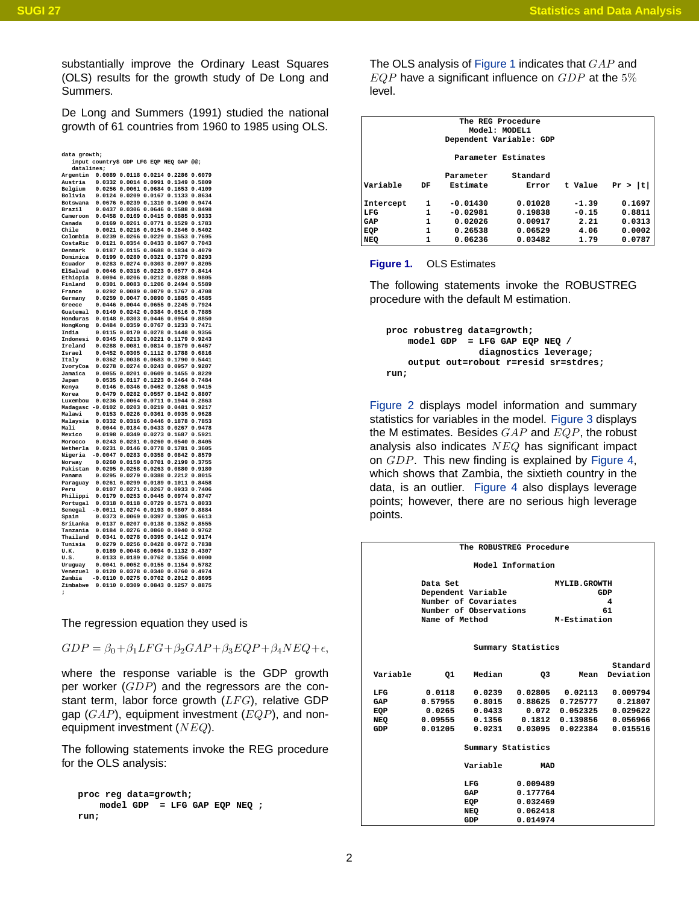substantially improve the Ordinary Least Squares (OLS) results for the growth study of De Long and Summers.

De Long and Summers (1991) studied the national growth of 61 countries from 1960 to 1985 using OLS.

```
data growth;
   input country$ GDP LFG EQP NEQ GAP @@;
   datalines;
Argentin  0.0089 0.0118 0.0214 0.2286 0.6079
Austria   0.0332 0.0014 0.0991 0.1349 0.5809
Belgium   0.0256 0.0061 0.0684 0.1653 0.4109
Bolivia   0.0124 0.0209 0.0167 0.1133 0.8634
Botswana  0.0676 0.0239 0.1310 0.1490 0.9474
Brazil    0.0437 0.0306 0.0646 0.1588 0.8498
Cameroon  0.0458 0.0169 0.0415 0.0885 0.9333
Canada    0.0169 0.0261 0.0771 0.1529 0.1783
Chile     0.0021 0.0216 0.0154 0.2846 0.5402
Colombia  0.0239 0.0266 0.0229 0.1553 0.7695
CostaRic  0.0121 0.0354 0.0433 0.1067 0.7043
Denmark   0.0187 0.0115 0.0688 0.1834 0.4079
Dominica  0.0199 0.0280 0.0321 0.1379 0.8293
Ecuador   0.0283 0.0274 0.0303 0.2097 0.8205
ElSalvad  0.0046 0.0316 0.0223 0.0577 0.8414
Ethiopia  0.0094 0.0206 0.0212 0.0288 0.9805
Finland   0.0301 0.0083 0.1206 0.2494 0.5589
France    0.0292 0.0089 0.0879 0.1767 0.4708
Germany   0.0259 0.0047 0.0890 0.1885 0.4585
Greece    0.0446 0.0044 0.0655 0.2245 0.7924
Guatemal  0.0149 0.0242 0.0384 0.0516 0.7885
Honduras  0.0148 0.0303 0.0446 0.0954 0.8850
HongKong  0.0484 0.0359 0.0767 0.1233 0.7471
India     0.0115 0.0170 0.0278 0.1448 0.9356
Indonesi  0.0345 0.0213 0.0221 0.1179 0.9243
Ireland   0.0288 0.0081 0.0814 0.1879 0.6457
Israel    0.0452 0.0305 0.1112 0.1788 0.6816
Italy     0.0362 0.0038 0.0683 0.1790 0.5441
IvoryCoa  0.0278 0.0274 0.0243 0.0957 0.9207
Jamaica   0.0055 0.0201 0.0609 0.1455 0.8229
Japan     0.0535 0.0117 0.1223 0.2464 0.7484
Kenya     0.0146 0.0346 0.0462 0.1268 0.9415
Korea     0.0479 0.0282 0.0557 0.1842 0.8807
Luxembou  0.0236 0.0064 0.0711 0.1944 0.2863
Madagasc -0.0102 0.0203 0.0219 0.0481 0.9217
Malawi    0.0153 0.0226 0.0361 0.0935 0.9628
Malaysia  0.0332 0.0316 0.0446 0.1878 0.7853
Mali      0.0044 0.0184 0.0433 0.0267 0.9478
Mexico    0.0198 0.0349 0.0273 0.1687 0.5921
Morocco   0.0243 0.0281 0.0260 0.0540 0.8405
Netherla  0.0231 0.0146 0.0778 0.1781 0.3605
Nigeria  -0.0047 0.0283 0.0358 0.0842 0.8579
Norway    0.0260 0.0150 0.0701 0.2199 0.3755
Pakistan  0.0295 0.0258 0.0263 0.0880 0.9180
Panama    0.0295 0.0279 0.0388 0.2212 0.8015
Paraguay  0.0261 0.0299 0.0189 0.1011 0.8458
Peru      0.0107 0.0271 0.0267 0.0933 0.7406
Philippi  0.0179 0.0253 0.0445 0.0974 0.8747
Portugal  0.0318 0.0118 0.0729 0.1571 0.8033
Senegal  -0.0011 0.0274 0.0193 0.0807 0.8884
Spain     0.0373 0.0069 0.0397 0.1305 0.6613
SriLanka  0.0137 0.0207 0.0138 0.1352 0.8555
Tanzania  0.0184 0.0276 0.0860 0.0940 0.9762
Thailand  0.0341 0.0278 0.0395 0.1412 0.9174
Tunisia   0.0279 0.0256 0.0428 0.0972 0.7838
U.K.      0.0189 0.0048 0.0694 0.1132 0.4307
U.S.      0.0133 0.0189 0.0762 0.1356 0.0000
Uruguay   0.0041 0.0052 0.0155 0.1154 0.5782
Venezuel  0.0120 0.0378 0.0340 0.0760 0.4974
Zambia   -0.0110 0.0275 0.0702 0.2012 0.8695
Zimbabwe  0.0110 0.0309 0.0843 0.1257 0.8875
;
```

The regression equation they used is

$$GDP = \beta_0 + \beta_1 LFG + \beta_2 GAP + \beta_3 EQP + \beta_4 NEQ + \epsilon,$$

where the response variable is the GDP growth per worker ($GDP$) and the regressors are the constant term, labor force growth ($LFG$), relative GDP gap ($GAP$), equipment investment ($EQP$), and non-equipment investment ($NEQ$).

The following statements invoke the REG procedure for the OLS analysis:

```
proc reg data=growth;
    model GDP  = LFG GAP EQP NEQ ;
run;
```

The OLS analysis of Figure 1 indicates that $GAP$ and $EQP$ have a significant influence on $GDP$ at the $5\%$ level.

The REG Procedure
Model: MODEL1
Dependent Variable: GDP

Parameter Estimates

| Variable | DF | Parameter Estimate | Standard Error | t Value | Pr > \|t\| |
|---|---|---|---|---|---|
| Intercept | 1 | -0.01430 | 0.01028 | -1.39 | 0.1697 |
| LFG | 1 | -0.02981 | 0.19838 | -0.15 | 0.8811 |
| GAP | 1 | 0.02026 | 0.00917 | 2.21 | 0.0313 |
| EQP | 1 | 0.26538 | 0.06529 | 4.06 | 0.0002 |
| NEQ | 1 | 0.06236 | 0.03482 | 1.79 | 0.0787 |

**Figure 1.** OLS Estimates

The following statements invoke the ROBUSTREG procedure with the default M estimation.

```
proc robustreg data=growth;
    model GDP  = LFG GAP EQP NEQ /
                 diagnostics leverage;
    output out=robout r=resid sr=stdres;
run;
```

Figure 2 displays model information and summary statistics for variables in the model. Figure 3 displays the M estimates. Besides $GAP$ and $EQP$, the robust analysis also indicates $NEQ$ has significant impact on $GDP$. This new finding is explained by Figure 4, which shows that Zambia, the sixtieth country in the data, is an outlier. Figure 4 also displays leverage points; however, there are no serious high leverage points.

The ROBUSTREG Procedure

Model Information

| | |
|---|---|
| Data Set | MYLIB.GROWTH |
| Dependent Variable | GDP |
| Number of Covariates | 4 |
| Number of Observations | 61 |
| Name of Method | M-Estimation |

Summary Statistics

| Variable | Q1 | Median | Q3 | Mean | Standard Deviation |
|---|---|---|---|---|---|
| LFG | 0.0118 | 0.0239 | 0.02805 | 0.02113 | 0.009794 |
| GAP | 0.57955 | 0.8015 | 0.88625 | 0.725777 | 0.21807 |
| EQP | 0.0265 | 0.0433 | 0.072 | 0.052325 | 0.029622 |
| NEQ | 0.09555 | 0.1356 | 0.1812 | 0.139856 | 0.056966 |
| GDP | 0.01205 | 0.0231 | 0.03095 | 0.022384 | 0.015516 |

Summary Statistics

| Variable | MAD |
|---|---|
| LFG | 0.009489 |
| GAP | 0.177764 |
| EQP | 0.032469 |
| NEQ | 0.062418 |
| GDP | 0.014974 |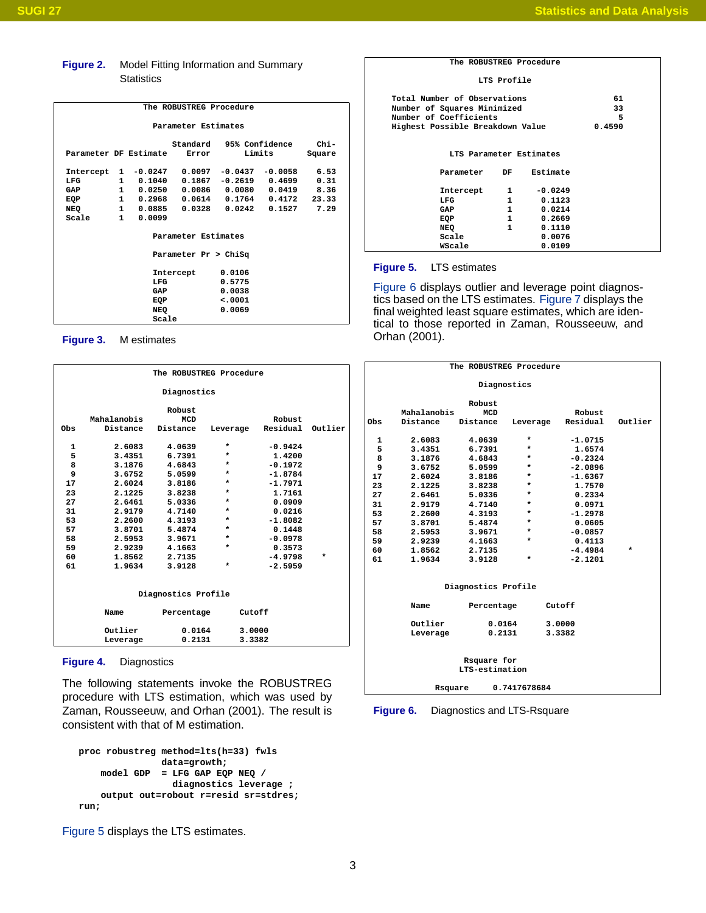**Figure 2.** Model Fitting Information and Summary Statistics

The ROBUSTREG Procedure

Parameter Estimates

| Parameter | DF | Estimate | Standard Error | 95% Confidence Limits | | Chi-Square |
|---|---|---|---|---|---|---|
| Intercept | 1 | -0.0247 | 0.0097 | -0.0437 | -0.0058 | 6.53 |
| LFG | 1 | 0.1040 | 0.1867 | -0.2619 | 0.4699 | 0.31 |
| GAP | 1 | 0.0250 | 0.0086 | 0.0080 | 0.0419 | 8.36 |
| EQP | 1 | 0.2968 | 0.0614 | 0.1764 | 0.4172 | 23.33 |
| NEQ | 1 | 0.0885 | 0.0328 | 0.0242 | 0.1527 | 7.29 |
| Scale | 1 | 0.0099 | | | | |

Parameter Estimates

| Parameter | Pr > ChiSq |
|---|---|
| Intercept | 0.0106 |
| LFG | 0.5775 |
| GAP | 0.0038 |
| EQP | <.0001 |
| NEQ | 0.0069 |
| Scale | |

**Figure 3.** M estimates

The ROBUSTREG Procedure

Diagnostics

| Obs | Mahalanobis Distance | Robust MCD Distance | Leverage | Robust Residual | Outlier |
|---|---|---|---|---|---|
| 1 | 2.6083 | 4.0639 | * | -0.9424 | |
| 5 | 3.4351 | 6.7391 | * | 1.4200 | |
| 8 | 3.1876 | 4.6843 | * | -0.1972 | |
| 9 | 3.6752 | 5.0599 | * | -1.8784 | |
| 17 | 2.6024 | 3.8186 | * | -1.7971 | |
| 23 | 2.1225 | 3.8238 | * | 1.7161 | |
| 27 | 2.6461 | 5.0336 | * | 0.0909 | |
| 31 | 2.9179 | 4.7140 | * | 0.0216 | |
| 53 | 2.2600 | 4.3193 | * | -1.8082 | |
| 57 | 3.8701 | 5.4874 | * | 0.1448 | |
| 58 | 2.5953 | 3.9671 | * | -0.0978 | |
| 59 | 2.9239 | 4.1663 | * | 0.3573 | |
| 60 | 1.8562 | 2.7135 | | -4.9798 | * |
| 61 | 1.9634 | 3.9128 | * | -2.5959 | |

Diagnostics Profile

| Name | Percentage | Cutoff |
|---|---|---|
| Outlier | 0.0164 | 3.0000 |
| Leverage | 0.2131 | 3.3382 |

**Figure 4.** Diagnostics

The following statements invoke the ROBUSTREG procedure with LTS estimation, which was used by Zaman, Rousseeuw, and Orhan (2001). The result is consistent with that of M estimation.

```
proc robustreg method=lts(h=33) fwls
               data=growth;
    model GDP  = LFG GAP EQP NEQ /
                 diagnostics leverage ;
    output out=robout r=resid sr=stdres;
run;
```

Figure 5 displays the LTS estimates.

The ROBUSTREG Procedure

LTS Profile

| | |
|---|---|
| Total Number of Observations | 61 |
| Number of Squares Minimized | 33 |
| Number of Coefficients | 5 |
| Highest Possible Breakdown Value | 0.4590 |

LTS Parameter Estimates

| Parameter | DF | Estimate |
|---|---|---|
| Intercept | 1 | -0.0249 |
| LFG | 1 | 0.1123 |
| GAP | 1 | 0.0214 |
| EQP | 1 | 0.2669 |
| NEQ | 1 | 0.1110 |
| Scale | | 0.0076 |
| WScale | | 0.0109 |

**Figure 5.** LTS estimates

Figure 6 displays outlier and leverage point diagnostics based on the LTS estimates. Figure 7 displays the final weighted least square estimates, which are identical to those reported in Zaman, Rousseeuw, and Orhan (2001).

The ROBUSTREG Procedure

Diagnostics

| Obs | Mahalanobis Distance | Robust MCD Distance | Leverage | Robust Residual | Outlier |
|---|---|---|---|---|---|
| 1 | 2.6083 | 4.0639 | * | -1.0715 | |
| 5 | 3.4351 | 6.7391 | * | 1.6574 | |
| 8 | 3.1876 | 4.6843 | * | -0.2324 | |
| 9 | 3.6752 | 5.0599 | * | -2.0896 | |
| 17 | 2.6024 | 3.8186 | * | -1.6367 | |
| 23 | 2.1225 | 3.8238 | * | 1.7570 | |
| 27 | 2.6461 | 5.0336 | * | 0.2334 | |
| 31 | 2.9179 | 4.7140 | * | 0.0971 | |
| 53 | 2.2600 | 4.3193 | * | -1.2978 | |
| 57 | 3.8701 | 5.4874 | * | 0.0605 | |
| 58 | 2.5953 | 3.9671 | * | -0.0857 | |
| 59 | 2.9239 | 4.1663 | * | 0.4113 | |
| 60 | 1.8562 | 2.7135 | | -4.4984 | * |
| 61 | 1.9634 | 3.9128 | * | -2.1201 | |

Diagnostics Profile

| Name | Percentage | Cutoff |
|---|---|---|
| Outlier | 0.0164 | 3.0000 |
| Leverage | 0.2131 | 3.3382 |

Rsquare for LTS-estimation

| | |
|---|---|
| Rsquare | 0.7417678684 |

**Figure 6.** Diagnostics and LTS-Rsquare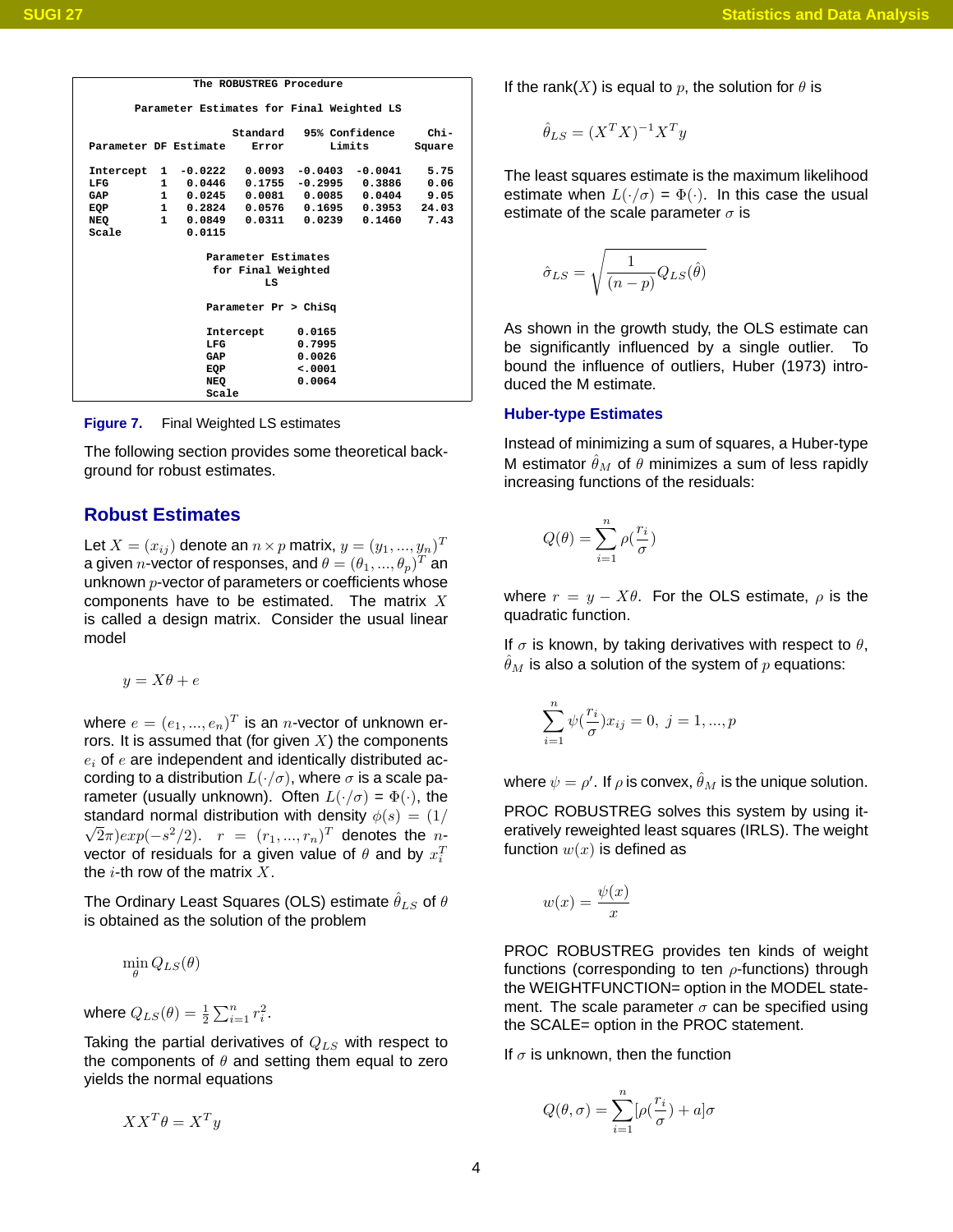```
                    The ROBUSTREG Procedure

        Parameter Estimates for Final Weighted LS

                        Standard   95% Confidence     Chi-
Parameter DF Estimate     Error        Limits        Square

Intercept  1  -0.0222    0.0093  -0.0403  -0.0041     5.75
LFG        1   0.0446    0.1755  -0.2995   0.3886     0.06
GAP        1   0.0245    0.0081   0.0085   0.0404     9.05
EQP        1   0.2824    0.0576   0.1695   0.3953    24.03
NEQ        1   0.0849    0.0311   0.0239   0.1460     7.43
Scale          0.0115

                   Parameter Estimates
                    for Final Weighted
                            LS

                   Parameter Pr > ChiSq

                   Intercept      0.0165
                   LFG            0.7995
                   GAP            0.0026
                   EQP            <.0001
                   NEQ            0.0064
                   Scale
```

**Figure 7.** Final Weighted LS estimates

The following section provides some theoretical background for robust estimates.

## Robust Estimates

Let $X = (x_{ij})$ denote an $n \times p$ matrix, $y = (y_1, ..., y_n)^T$ a given $n$-vector of responses, and $\theta = (\theta_1, ..., \theta_p)^T$ an unknown $p$-vector of parameters or coefficients whose components have to be estimated. The matrix $X$ is called a design matrix. Consider the usual linear model

$$y = X\theta + e$$

where $e = (e_1, ..., e_n)^T$ is an $n$-vector of unknown errors. It is assumed that (for given $X$) the components $e_i$ of $e$ are independent and identically distributed according to a distribution $L(\cdot/\sigma)$, where $\sigma$ is a scale parameter (usually unknown). Often $L(\cdot/\sigma) = \Phi(\cdot)$, the standard normal distribution with density $\phi(s) = (1/\sqrt{2\pi})exp(-s^2/2)$. $r = (r_1, ..., r_n)^T$ denotes the $n$-vector of residuals for a given value of $\theta$ and by $x_i^T$ the $i$-th row of the matrix $X$.

The Ordinary Least Squares (OLS) estimate $\hat{\theta}_{LS}$ of $\theta$ is obtained as the solution of the problem

$$\min_{\theta} Q_{LS}(\theta)$$

where $Q_{LS}(\theta) = \frac{1}{2}\sum_{i=1}^{n} r_i^2$.

Taking the partial derivatives of $Q_{LS}$ with respect to the components of $\theta$ and setting them equal to zero yields the normal equations

$$XX^T\theta = X^Ty$$

If the rank($X$) is equal to $p$, the solution for $\theta$ is

$$\hat{\theta}_{LS} = (X^TX)^{-1}X^Ty$$

The least squares estimate is the maximum likelihood estimate when $L(\cdot/\sigma) = \Phi(\cdot)$. In this case the usual estimate of the scale parameter $\sigma$ is

$$\hat{\sigma}_{LS} = \sqrt{\frac{1}{(n-p)}Q_{LS}(\hat{\theta})}$$

As shown in the growth study, the OLS estimate can be significantly influenced by a single outlier. To bound the influence of outliers, Huber (1973) introduced the M estimate.

### Huber-type Estimates

Instead of minimizing a sum of squares, a Huber-type M estimator $\hat{\theta}_M$ of $\theta$ minimizes a sum of less rapidly increasing functions of the residuals:

$$Q(\theta) = \sum_{i=1}^{n} \rho(\frac{r_i}{\sigma})$$

where $r = y - X\theta$. For the OLS estimate, $\rho$ is the quadratic function.

If $\sigma$ is known, by taking derivatives with respect to $\theta$, $\hat{\theta}_M$ is also a solution of the system of $p$ equations:

$$\sum_{i=1}^{n} \psi(\frac{r_i}{\sigma})x_{ij} = 0, \; j = 1, ..., p$$

where $\psi = \rho'$. If $\rho$ is convex, $\hat{\theta}_M$ is the unique solution.

PROC ROBUSTREG solves this system by using iteratively reweighted least squares (IRLS). The weight function $w(x)$ is defined as

$$w(x) = \frac{\psi(x)}{x}$$

PROC ROBUSTREG provides ten kinds of weight functions (corresponding to ten $\rho$-functions) through the WEIGHTFUNCTION= option in the MODEL statement. The scale parameter $\sigma$ can be specified using the SCALE= option in the PROC statement.

If $\sigma$ is unknown, then the function

$$Q(\theta, \sigma) = \sum_{i=1}^{n} [\rho(\frac{r_i}{\sigma}) + a]\sigma$$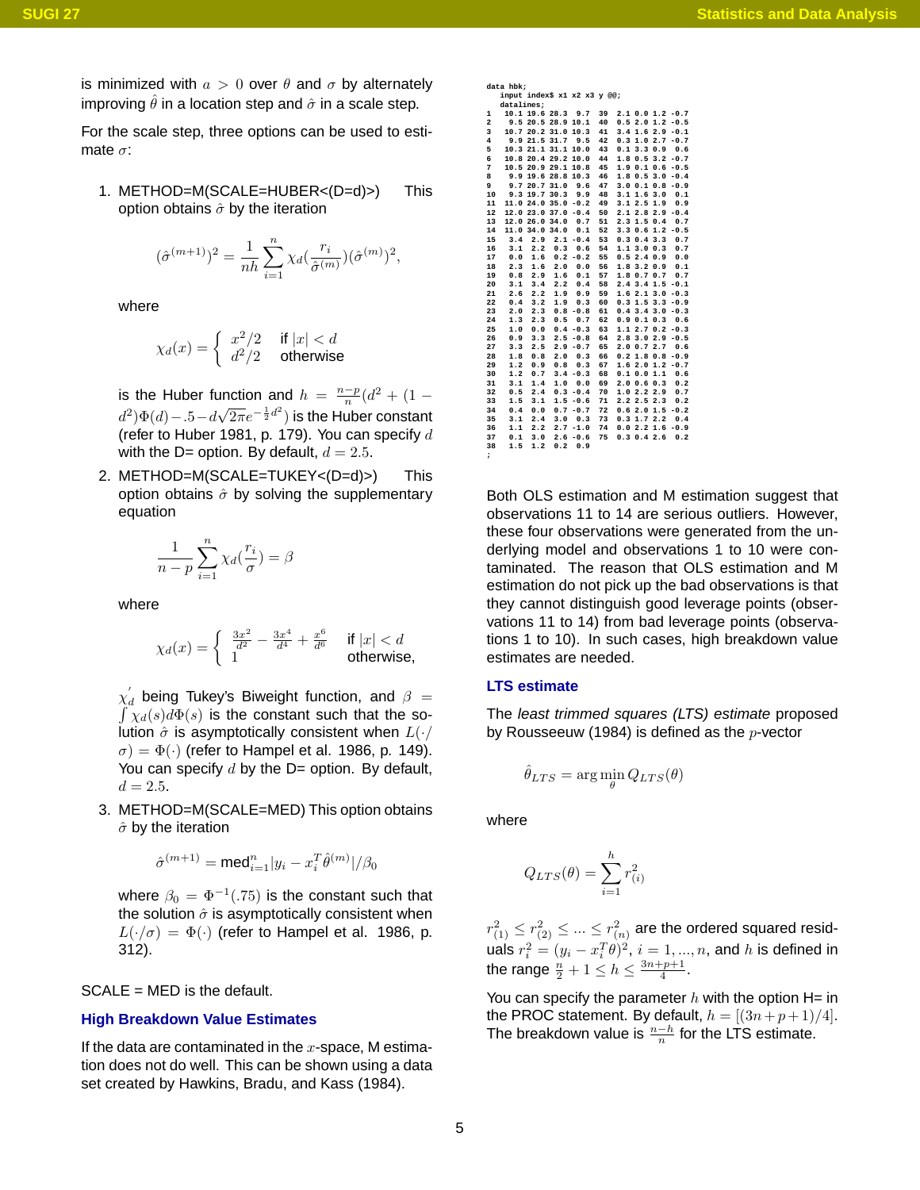is minimized with $a > 0$ over $\theta$ and $\sigma$ by alternately improving $\hat{\theta}$ in a location step and $\hat{\sigma}$ in a scale step.

For the scale step, three options can be used to estimate $\sigma$:

1. METHOD=M(SCALE=HUBER<(D=d)>) This option obtains $\hat{\sigma}$ by the iteration

$$(\hat{\sigma}^{(m+1)})^2 = \frac{1}{nh} \sum_{i=1}^{n} \chi_d(\frac{r_i}{\hat{\sigma}^{(m)}})(\hat{\sigma}^{(m)})^2,$$

   where

$$\chi_d(x) = \begin{cases} x^2/2 & \text{if } |x| < d \\ d^2/2 & \text{otherwise} \end{cases}$$

   is the Huber function and $h = \frac{n-p}{n}(d^2 + (1 - d^2)\Phi(d) - .5 - d\sqrt{2\pi}e^{-\frac{1}{2}d^2})$ is the Huber constant (refer to Huber 1981, p. 179). You can specify $d$ with the D= option. By default, $d = 2.5$.

2. METHOD=M(SCALE=TUKEY<(D=d)>) This option obtains $\hat{\sigma}$ by solving the supplementary equation

$$\frac{1}{n-p} \sum_{i=1}^{n} \chi_d(\frac{r_i}{\sigma}) = \beta$$

   where

$$\chi_d(x) = \begin{cases} \frac{3x^2}{d^2} - \frac{3x^4}{d^4} + \frac{x^6}{d^6} & \text{if } |x| < d \\ 1 & \text{otherwise,} \end{cases}$$

   $\chi_d^{'}$ being Tukey's Biweight function, and $\beta = \int \chi_d(s)d\Phi(s)$ is the constant such that the solution $\hat{\sigma}$ is asymptotically consistent when $L(\cdot/\sigma) = \Phi(\cdot)$ (refer to Hampel et al. 1986, p. 149). You can specify $d$ by the D= option. By default, $d = 2.5$.

3. METHOD=M(SCALE=MED) This option obtains $\hat{\sigma}$ by the iteration

$$\hat{\sigma}^{(m+1)} = \text{med}_{i=1}^{n}|y_i - x_i^T\hat{\theta}^{(m)}|/\beta_0$$

   where $\beta_0 = \Phi^{-1}(.75)$ is the constant such that the solution $\hat{\sigma}$ is asymptotically consistent when $L(\cdot/\sigma) = \Phi(\cdot)$ (refer to Hampel et al. 1986, p. 312).

SCALE = MED is the default.

## High Breakdown Value Estimates

If the data are contaminated in the $x$-space, M estimation does not do well. This can be shown using a data set created by Hawkins, Bradu, and Kass (1984).

```
data hbk;
   input index$ x1 x2 x3 y @@;
   datalines;
1   10.1 19.6 28.3  9.7  39  2.1 0.0 1.2 -0.7
2    9.5 20.5 28.9 10.1  40  0.5 2.0 1.2 -0.5
3   10.7 20.2 31.0 10.3  41  3.4 1.6 2.9 -0.1
4    9.9 21.5 31.7  9.5  42  0.3 1.0 2.7 -0.7
5   10.3 21.1 31.1 10.0  43  0.1 3.3 0.9  0.6
6   10.8 20.4 29.2 10.0  44  1.8 0.5 3.2 -0.7
7   10.5 20.9 29.1 10.8  45  1.9 0.1 0.6 -0.5
8    9.9 19.6 28.8 10.3  46  1.8 0.5 3.0 -0.4
9    9.7 20.7 31.0  9.6  47  3.0 0.1 0.8 -0.9
10   9.3 19.7 30.3  9.9  48  3.1 1.6 3.0  0.1
11  11.0 24.0 35.0 -0.2  49  3.1 2.5 1.9  0.9
12  12.0 23.0 37.0 -0.4  50  2.1 2.8 2.9 -0.4
13  12.0 26.0 34.0  0.7  51  2.3 1.5 0.4  0.7
14  11.0 34.0 34.0  0.1  52  3.3 0.6 1.2 -0.5
15   3.4  2.9  2.1 -0.4  53  0.3 0.4 3.3  0.7
16   3.1  2.2  0.3  0.6  54  1.1 3.0 0.3  0.7
17   0.0  1.6  0.2 -0.2  55  0.5 2.4 0.9  0.0
18   2.3  1.6  2.0  0.0  56  1.8 3.2 0.9  0.1
19   0.8  2.9  1.6  0.1  57  1.8 0.7 0.7  0.7
20   3.1  3.4  2.2  0.4  58  2.4 3.4 1.5 -0.1
21   2.6  2.2  1.9  0.9  59  1.6 2.1 3.0 -0.3
22   0.4  3.2  1.9  0.3  60  0.3 1.5 3.3 -0.9
23   2.0  2.3  0.8 -0.8  61  0.4 3.4 3.0 -0.3
24   1.3  2.3  0.5  0.7  62  0.9 0.1 0.3  0.6
25   1.0  0.0  0.4 -0.3  63  1.1 2.7 0.2 -0.3
26   0.9  3.3  2.5 -0.8  64  2.8 3.0 2.9 -0.5
27   3.3  2.5  2.9 -0.7  65  2.0 0.7 2.7  0.6
28   1.8  0.8  2.0  0.3  66  0.2 1.8 0.8 -0.9
29   1.2  0.9  0.8  0.3  67  1.6 2.0 1.2 -0.7
30   1.2  0.7  3.4 -0.3  68  0.1 0.0 1.1  0.6
31   3.1  1.4  1.0  0.0  69  2.0 0.6 0.3  0.2
32   0.5  2.4  0.3 -0.4  70  1.0 2.2 2.9  0.7
33   1.5  3.1  1.5 -0.6  71  2.2 2.5 2.3  0.2
34   0.4  0.0  0.7 -0.7  72  0.6 2.0 1.5 -0.2
35   3.1  2.4  3.0  0.3  73  0.3 1.7 2.2  0.4
36   1.1  2.2  2.7 -1.0  74  0.0 2.2 1.6 -0.9
37   0.1  3.0  2.6 -0.6  75  0.3 0.4 2.6  0.2
38   1.5  1.2  0.2  0.9
;
```

Both OLS estimation and M estimation suggest that observations 11 to 14 are serious outliers. However, these four observations were generated from the underlying model and observations 1 to 10 were contaminated. The reason that OLS estimation and M estimation do not pick up the bad observations is that they cannot distinguish good leverage points (observations 11 to 14) from bad leverage points (observations 1 to 10). In such cases, high breakdown value estimates are needed.

### LTS estimate

The *least trimmed squares (LTS) estimate* proposed by Rousseeuw (1984) is defined as the $p$-vector

$$\hat{\theta}_{LTS} = \arg\min_{\theta} Q_{LTS}(\theta)$$

where

$$Q_{LTS}(\theta) = \sum_{i=1}^{h} r_{(i)}^2$$

$r_{(1)}^2 \leq r_{(2)}^2 \leq ... \leq r_{(n)}^2$ are the ordered squared residuals $r_i^2 = (y_i - x_i^T\theta)^2$, $i = 1, ..., n$, and $h$ is defined in the range $\frac{n}{2} + 1 \leq h \leq \frac{3n+p+1}{4}$.

You can specify the parameter $h$ with the option H= in the PROC statement. By default, $h = [(3n+p+1)/4]$. The breakdown value is $\frac{n-h}{n}$ for the LTS estimate.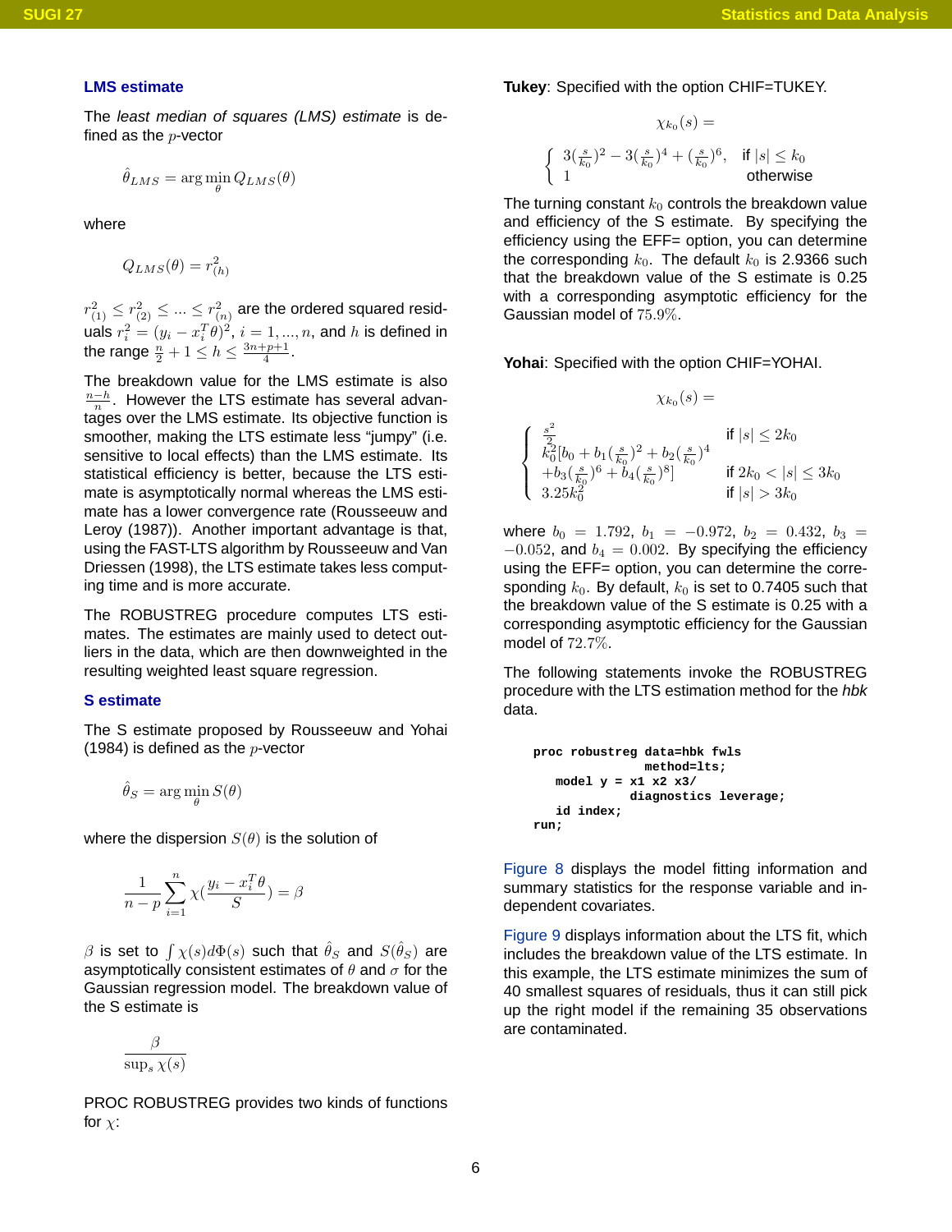### LMS estimate

The *least median of squares (LMS) estimate* is defined as the $p$-vector

$$\hat{\theta}_{LMS} = \arg\min_{\theta} Q_{LMS}(\theta)$$

where

$$Q_{LMS}(\theta) = r^2_{(h)}$$

$r^2_{(1)} \leq r^2_{(2)} \leq ... \leq r^2_{(n)}$ are the ordered squared residuals $r_i^2 = (y_i - x_i^T \theta)^2$, $i = 1, ..., n$, and $h$ is defined in the range $\frac{n}{2} + 1 \leq h \leq \frac{3n+p+1}{4}$.

The breakdown value for the LMS estimate is also $\frac{n-h}{n}$. However the LTS estimate has several advantages over the LMS estimate. Its objective function is smoother, making the LTS estimate less "jumpy" (i.e. sensitive to local effects) than the LMS estimate. Its statistical efficiency is better, because the LTS estimate is asymptotically normal whereas the LMS estimate has a lower convergence rate (Rousseeuw and Leroy (1987)). Another important advantage is that, using the FAST-LTS algorithm by Rousseeuw and Van Driessen (1998), the LTS estimate takes less computing time and is more accurate.

The ROBUSTREG procedure computes LTS estimates. The estimates are mainly used to detect outliers in the data, which are then downweighted in the resulting weighted least square regression.

### S estimate

The S estimate proposed by Rousseeuw and Yohai (1984) is defined as the $p$-vector

$$\hat{\theta}_S = \arg\min_{\theta} S(\theta)$$

where the dispersion $S(\theta)$ is the solution of

$$\frac{1}{n-p} \sum_{i=1}^{n} \chi\left(\frac{y_i - x_i^T \theta}{S}\right) = \beta$$

$\beta$ is set to $\int \chi(s) d\Phi(s)$ such that $\hat{\theta}_S$ and $S(\hat{\theta}_S)$ are asymptotically consistent estimates of $\theta$ and $\sigma$ for the Gaussian regression model. The breakdown value of the S estimate is

$$\frac{\beta}{\sup_s \chi(s)}$$

PROC ROBUSTREG provides two kinds of functions for $\chi$:

**Tukey**: Specified with the option CHIF=TUKEY.

$$\chi_{k_0}(s) = \begin{cases} 3(\frac{s}{k_0})^2 - 3(\frac{s}{k_0})^4 + (\frac{s}{k_0})^6, & \text{if } |s| \leq k_0 \\ 1 & \text{otherwise} \end{cases}$$

The turning constant $k_0$ controls the breakdown value and efficiency of the S estimate. By specifying the efficiency using the EFF= option, you can determine the corresponding $k_0$. The default $k_0$ is 2.9366 such that the breakdown value of the S estimate is 0.25 with a corresponding asymptotic efficiency for the Gaussian model of $75.9\%$.

**Yohai**: Specified with the option CHIF=YOHAI.

$$\chi_{k_0}(s) = \begin{cases} \frac{s^2}{2} & \text{if } |s| \leq 2k_0 \\ k_0^2[b_0 + b_1(\frac{s}{k_0})^2 + b_2(\frac{s}{k_0})^4 \\ \quad + b_3(\frac{s}{k_0})^6 + b_4(\frac{s}{k_0})^8] & \text{if } 2k_0 < |s| \leq 3k_0 \\ 3.25k_0^2 & \text{if } |s| > 3k_0 \end{cases}$$

where $b_0 = 1.792$, $b_1 = -0.972$, $b_2 = 0.432$, $b_3 = -0.052$, and $b_4 = 0.002$. By specifying the efficiency using the EFF= option, you can determine the corresponding $k_0$. By default, $k_0$ is set to 0.7405 such that the breakdown value of the S estimate is 0.25 with a corresponding asymptotic efficiency for the Gaussian model of $72.7\%$.

The following statements invoke the ROBUSTREG procedure with the LTS estimation method for the *hbk* data.

```
proc robustreg data=hbk fwls
               method=lts;
   model y = x1 x2 x3/
             diagnostics leverage;
   id index;
run;
```

Figure 8 displays the model fitting information and summary statistics for the response variable and independent covariates.

Figure 9 displays information about the LTS fit, which includes the breakdown value of the LTS estimate. In this example, the LTS estimate minimizes the sum of 40 smallest squares of residuals, thus it can still pick up the right model if the remaining 35 observations are contaminated.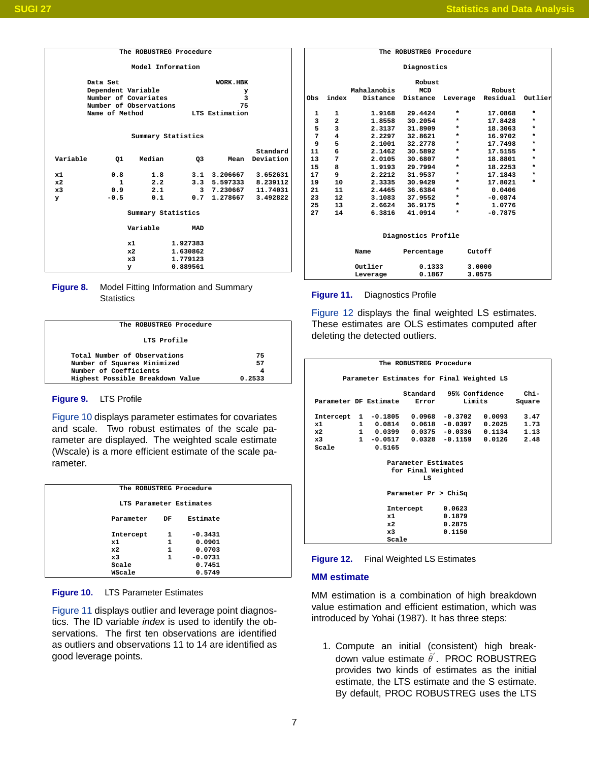```
                    The ROBUSTREG Procedure

                       Model Information

          Data Set                           WORK.HBK
          Dependent Variable                        y
          Number of Covariates                      3
          Number of Observations                   75
          Name of Method                LTS Estimation


                       Summary Statistics

                                                          Standard
Variable        Q1    Median        Q3      Mean     Deviation

x1             0.8       1.8       3.1  3.206667     3.652631
x2               1       2.2       3.3  5.597333     8.239112
x3             0.9       2.1         3  7.230667     11.74031
y             -0.5       0.1       0.7  1.278667     3.492822

                       Summary Statistics

                      Variable         MAD

                      x1          1.927383
                      x2          1.630862
                      x3          1.779123
                      y           0.889561
```

**Figure 8.** Model Fitting Information and Summary Statistics

```
                    The ROBUSTREG Procedure

                          LTS Profile

      Total Number of Observations                         75
      Number of Squares Minimized                          57
      Number of Coefficients                                4
      Highest Possible Breakdown Value                 0.2533
```

**Figure 9.** LTS Profile

Figure 10 displays parameter estimates for covariates and scale. Two robust estimates of the scale parameter are displayed. The weighted scale estimate (Wscale) is a more efficient estimate of the scale parameter.

```
                    The ROBUSTREG Procedure

                   LTS Parameter Estimates

                 Parameter      DF      Estimate

                 Intercept       1       -0.3431
                 x1              1        0.0901
                 x2              1        0.0703
                 x3              1       -0.0731
                 Scale                    0.7451
                 WScale                   0.5749
```

**Figure 10.** LTS Parameter Estimates

Figure 11 displays outlier and leverage point diagnostics. The ID variable *index* is used to identify the observations. The first ten observations are identified as outliers and observations 11 to 14 are identified as good leverage points.

```
                    The ROBUSTREG Procedure

                          Diagnostics

                                     Robust
                   Mahalanobis          MCD                    Robust
Obs   index       Distance     Distance    Leverage    Residual    Outlier

  1      1          1.9168      29.4424        *         17.0868       *
  3      2          1.8558      30.2054        *         17.8428       *
  5      3          2.3137      31.8909        *         18.3063       *
  7      4          2.2297      32.8621        *         16.9702       *
  9      5          2.1001      32.2778        *         17.7498       *
 11      6          2.1462      30.5892        *         17.5155       *
 13      7          2.0105      30.6807        *         18.8801       *
 15      8          1.9193      29.7994        *         18.2253       *
 17      9          2.2212      31.9537        *         17.1843       *
 19     10          2.3335      30.9429        *         17.8021       *
 21     11          2.4465      36.6384        *          0.0406
 23     12          3.1083      37.9552        *         -0.0874
 25     13          2.6624      36.9175        *          1.0776
 27     14          6.3816      41.0914        *         -0.7875


                      Diagnostics Profile

            Name          Percentage        Cutoff

            Outlier           0.1333        3.0000
            Leverage          0.1867        3.0575
```

**Figure 11.** Diagnostics Profile

Figure 12 displays the final weighted LS estimates. These estimates are OLS estimates computed after deleting the detected outliers.

```
                    The ROBUSTREG Procedure

          Parameter Estimates for Final Weighted LS

                          Standard     95% Confidence        Chi-
  Parameter DF Estimate      Error          Limits          Square

  Intercept  1  -0.1805     0.0968   -0.3702   0.0093      3.47
  x1         1   0.0814     0.0618   -0.0397   0.2025      1.73
  x2         1   0.0399     0.0375   -0.0336   0.1134      1.13
  x3         1  -0.0517     0.0328   -0.1159   0.0126      2.48
  Scale          0.5165

                    Parameter Estimates
                     for Final Weighted
                             LS

                    Parameter Pr > ChiSq

                    Intercept      0.0623
                    x1             0.1879
                    x2             0.2875
                    x3             0.1150
                    Scale
```

**Figure 12.** Final Weighted LS Estimates

### MM estimate

MM estimation is a combination of high breakdown value estimation and efficient estimation, which was introduced by Yohai (1987). It has three steps:

1. Compute an initial (consistent) high breakdown value estimate $\hat{\theta}'$. PROC ROBUSTREG provides two kinds of estimates as the initial estimate, the LTS estimate and the S estimate. By default, PROC ROBUSTREG uses the LTS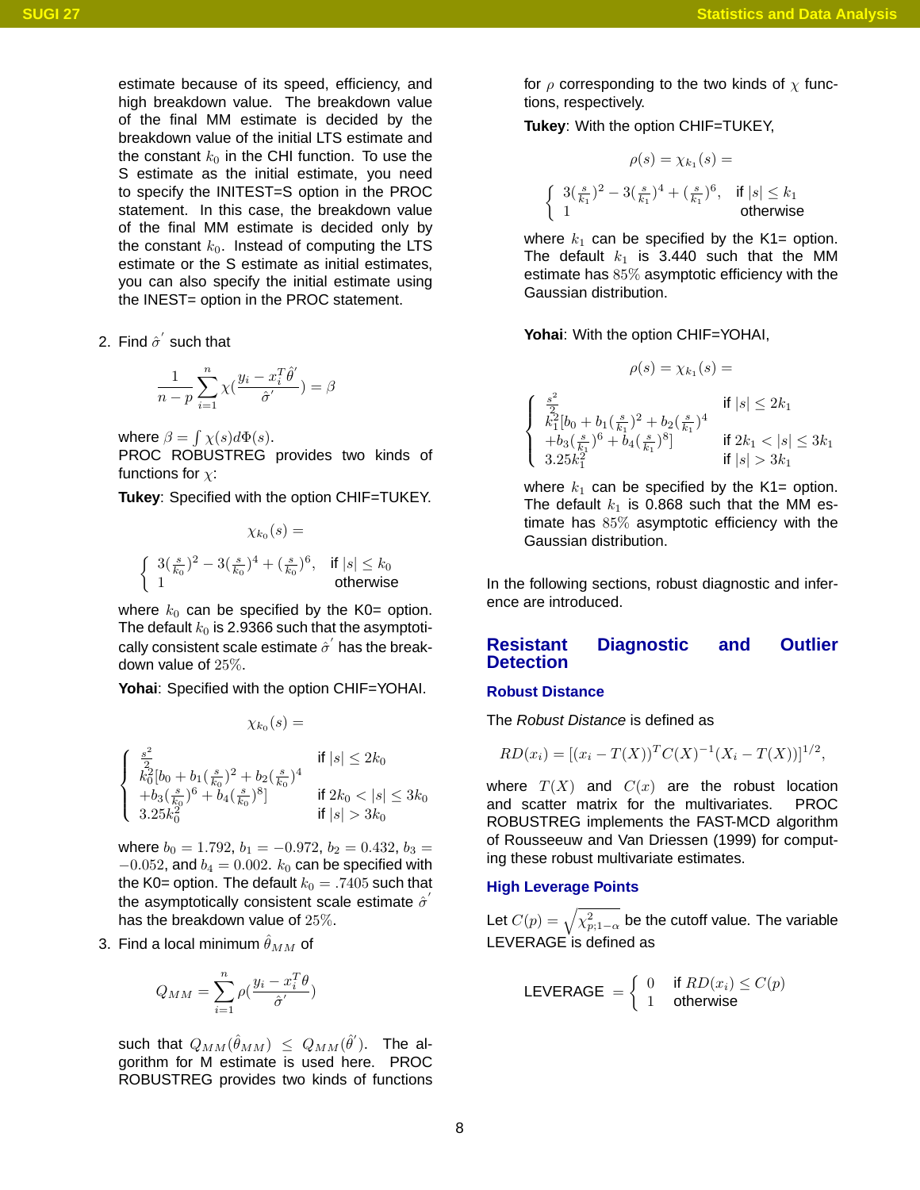estimate because of its speed, efficiency, and high breakdown value. The breakdown value of the final MM estimate is decided by the breakdown value of the initial LTS estimate and the constant $k_0$ in the CHI function. To use the S estimate as the initial estimate, you need to specify the INITEST=S option in the PROC statement. In this case, the breakdown value of the final MM estimate is decided only by the constant $k_0$. Instead of computing the LTS estimate or the S estimate as initial estimates, you can also specify the initial estimate using the INEST= option in the PROC statement.

2. Find $\hat{\sigma}^{'}$ such that

$$\frac{1}{n-p}\sum_{i=1}^{n}\chi\left(\frac{y_i - x_i^T\hat{\theta}^{'}}{\hat{\sigma}^{'}}\right) = \beta$$

where $\beta = \int \chi(s)d\Phi(s)$.
PROC ROBUSTREG provides two kinds of functions for $\chi$:

**Tukey**: Specified with the option CHIF=TUKEY.

$$\chi_{k_0}(s) = \begin{cases} 3(\frac{s}{k_0})^2 - 3(\frac{s}{k_0})^4 + (\frac{s}{k_0})^6, & \text{if } |s| \le k_0 \\ 1 & \text{otherwise} \end{cases}$$

where $k_0$ can be specified by the K0= option. The default $k_0$ is 2.9366 such that the asymptotically consistent scale estimate $\hat{\sigma}^{'}$ has the breakdown value of $25\%$.

**Yohai**: Specified with the option CHIF=YOHAI.

$$\chi_{k_0}(s) = \begin{cases} \frac{s^2}{2} & \text{if } |s| \le 2k_0 \\ k_0^2[b_0 + b_1(\frac{s}{k_0})^2 + b_2(\frac{s}{k_0})^4 \\ +b_3(\frac{s}{k_0})^6 + b_4(\frac{s}{k_0})^8] & \text{if } 2k_0 < |s| \le 3k_0 \\ 3.25k_0^2 & \text{if } |s| > 3k_0 \end{cases}$$

where $b_0 = 1.792$, $b_1 = -0.972$, $b_2 = 0.432$, $b_3 = -0.052$, and $b_4 = 0.002$. $k_0$ can be specified with the K0= option. The default $k_0 = .7405$ such that the asymptotically consistent scale estimate $\hat{\sigma}^{'}$ has the breakdown value of $25\%$.

3. Find a local minimum $\hat{\theta}_{MM}$ of

$$Q_{MM} = \sum_{i=1}^{n}\rho\left(\frac{y_i - x_i^T\theta}{\hat{\sigma}^{'}}\right)$$

such that $Q_{MM}(\hat{\theta}_{MM}) \le Q_{MM}(\hat{\theta}^{'})$. The algorithm for M estimate is used here. PROC ROBUSTREG provides two kinds of functions for $\rho$ corresponding to the two kinds of $\chi$ functions, respectively.

**Tukey**: With the option CHIF=TUKEY,

$$\rho(s) = \chi_{k_1}(s) = \begin{cases} 3(\frac{s}{k_1})^2 - 3(\frac{s}{k_1})^4 + (\frac{s}{k_1})^6, & \text{if } |s| \le k_1 \\ 1 & \text{otherwise} \end{cases}$$

where $k_1$ can be specified by the K1= option. The default $k_1$ is 3.440 such that the MM estimate has $85\%$ asymptotic efficiency with the Gaussian distribution.

**Yohai**: With the option CHIF=YOHAI,

$$\rho(s) = \chi_{k_1}(s) = \begin{cases} \frac{s^2}{2} & \text{if } |s| \le 2k_1 \\ k_1^2[b_0 + b_1(\frac{s}{k_1})^2 + b_2(\frac{s}{k_1})^4 \\ +b_3(\frac{s}{k_1})^6 + b_4(\frac{s}{k_1})^8] & \text{if } 2k_1 < |s| \le 3k_1 \\ 3.25k_1^2 & \text{if } |s| > 3k_1 \end{cases}$$

where $k_1$ can be specified by the K1= option. The default $k_1$ is 0.868 such that the MM estimate has $85\%$ asymptotic efficiency with the Gaussian distribution.

In the following sections, robust diagnostic and inference are introduced.

## Resistant Diagnostic and Outlier Detection

### Robust Distance

The *Robust Distance* is defined as

$$RD(x_i) = [(x_i - T(X))^T C(X)^{-1}(X_i - T(X))]^{1/2},$$

where $T(X)$ and $C(x)$ are the robust location and scatter matrix for the multivariates. PROC ROBUSTREG implements the FAST-MCD algorithm of Rousseeuw and Van Driessen (1999) for computing these robust multivariate estimates.

### High Leverage Points

Let $C(p) = \sqrt{\chi^2_{p;1-\alpha}}$ be the cutoff value. The variable LEVERAGE is defined as

$$\text{LEVERAGE} = \begin{cases} 0 & \text{if } RD(x_i) \le C(p) \\ 1 & \text{otherwise} \end{cases}$$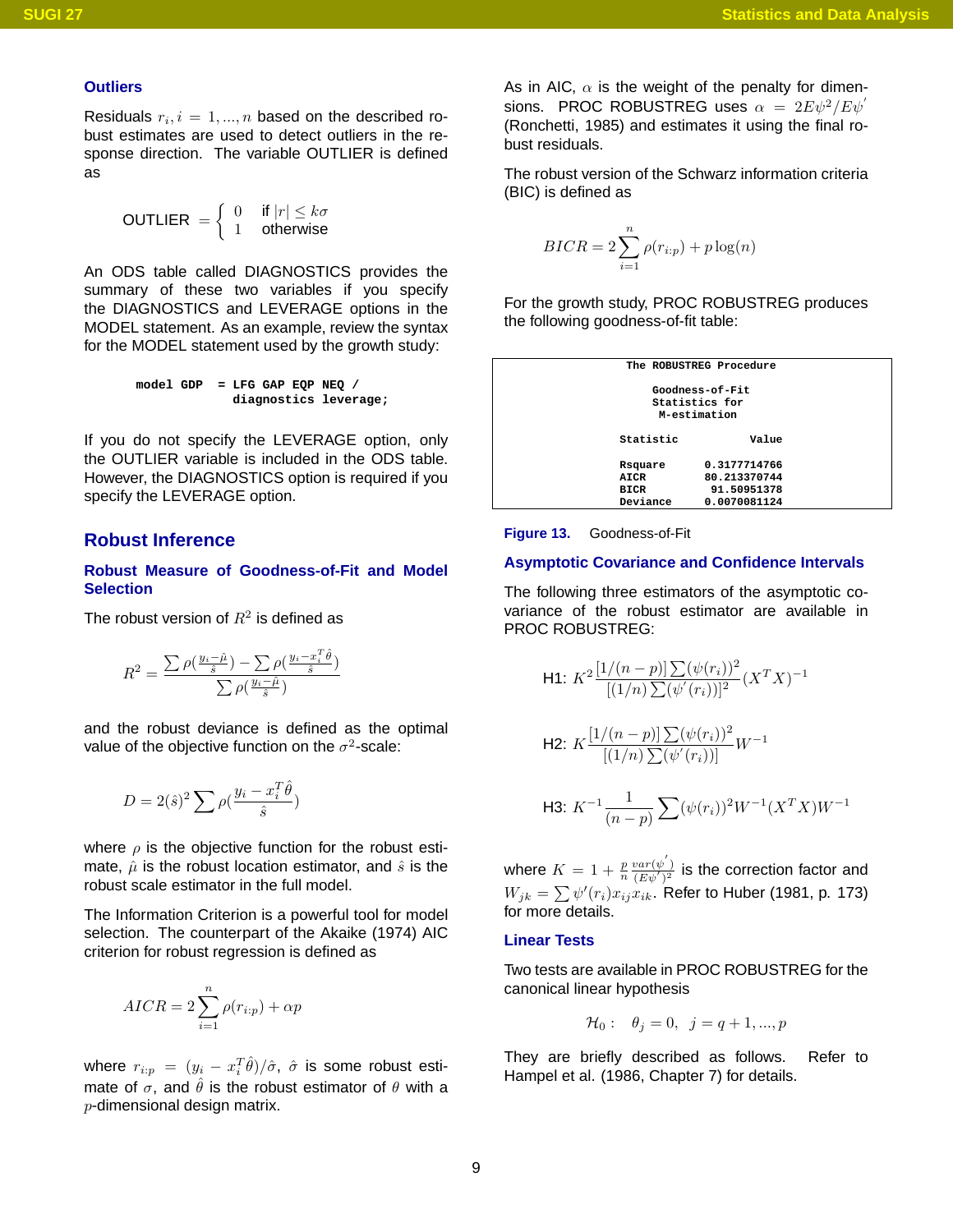### Outliers

Residuals $r_i, i = 1, ..., n$ based on the described robust estimates are used to detect outliers in the response direction. The variable OUTLIER is defined as

$$\text{OUTLIER} = \begin{cases} 0 & \text{if } |r| \leq k\sigma \\ 1 & \text{otherwise} \end{cases}$$

An ODS table called DIAGNOSTICS provides the summary of these two variables if you specify the DIAGNOSTICS and LEVERAGE options in the MODEL statement. As an example, review the syntax for the MODEL statement used by the growth study:

```
model GDP  = LFG GAP EQP NEQ /
             diagnostics leverage;
```

If you do not specify the LEVERAGE option, only the OUTLIER variable is included in the ODS table. However, the DIAGNOSTICS option is required if you specify the LEVERAGE option.

## Robust Inference

### Robust Measure of Goodness-of-Fit and Model Selection

The robust version of $R^2$ is defined as

$$R^2 = \frac{\sum \rho(\frac{y_i - \hat{\mu}}{\hat{s}}) - \sum \rho(\frac{y_i - x_i^T \hat{\theta}}{\hat{s}})}{\sum \rho(\frac{y_i - \hat{\mu}}{\hat{s}})}$$

and the robust deviance is defined as the optimal value of the objective function on the $\sigma^2$-scale:

$$D = 2(\hat{s})^2 \sum \rho(\frac{y_i - x_i^T \hat{\theta}}{\hat{s}})$$

where $\rho$ is the objective function for the robust estimate, $\hat{\mu}$ is the robust location estimator, and $\hat{s}$ is the robust scale estimator in the full model.

The Information Criterion is a powerful tool for model selection. The counterpart of the Akaike (1974) AIC criterion for robust regression is defined as

$$AICR = 2 \sum_{i=1}^{n} \rho(r_{i:p}) + \alpha p$$

where $r_{i:p} = (y_i - x_i^T \hat{\theta})/\hat{\sigma}$, $\hat{\sigma}$ is some robust estimate of $\sigma$, and $\hat{\theta}$ is the robust estimator of $\theta$ with a $p$-dimensional design matrix.

As in AIC, $\alpha$ is the weight of the penalty for dimensions. PROC ROBUSTREG uses $\alpha = 2E\psi^2/E\psi'$ (Ronchetti, 1985) and estimates it using the final robust residuals.

The robust version of the Schwarz information criteria (BIC) is defined as

$$BICR = 2 \sum_{i=1}^{n} \rho(r_{i:p}) + p \log(n)$$

For the growth study, PROC ROBUSTREG produces the following goodness-of-fit table:

```
                The ROBUSTREG Procedure

                    Goodness-of-Fit
                    Statistics for
                     M-estimation

                Statistic          Value

                Rsquare       0.3177714766
                AICR         80.213370744
                BICR          91.50951378
                Deviance      0.0070081124
```

**Figure 13.** Goodness-of-Fit

### Asymptotic Covariance and Confidence Intervals

The following three estimators of the asymptotic covariance of the robust estimator are available in PROC ROBUSTREG:

$$\text{H1: } K^2 \frac{[1/(n-p)] \sum (\psi(r_i))^2}{[(1/n) \sum (\psi'(r_i))]^2} (X^T X)^{-1}$$

$$\text{H2: } K \frac{[1/(n-p)] \sum (\psi(r_i))^2}{[(1/n) \sum (\psi'(r_i))]} W^{-1}$$

$$\text{H3: } K^{-1} \frac{1}{(n-p)} \sum (\psi(r_i))^2 W^{-1} (X^T X) W^{-1}$$

where $K = 1 + \frac{p}{n} \frac{var(\psi')}{(E\psi')^2}$ is the correction factor and $W_{jk} = \sum \psi'(r_i) x_{ij} x_{ik}$. Refer to Huber (1981, p. 173) for more details.

### Linear Tests

Two tests are available in PROC ROBUSTREG for the canonical linear hypothesis

$$\mathcal{H}_0 : \quad \theta_j = 0, \quad j = q+1, ..., p$$

They are briefly described as follows. Refer to Hampel et al. (1986, Chapter 7) for details.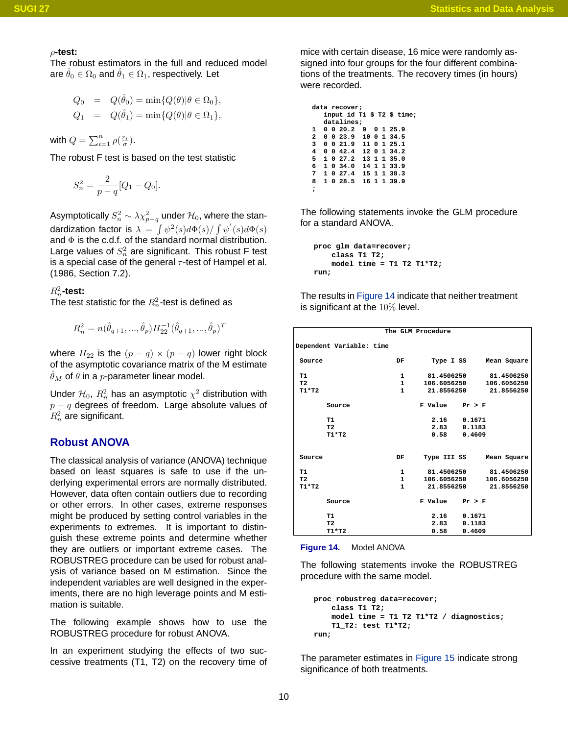**$\rho$-test:**
The robust estimators in the full and reduced model are $\hat{\theta}_0 \in \Omega_0$ and $\hat{\theta}_1 \in \Omega_1$, respectively. Let

$$
\begin{aligned}
Q_0 &= Q(\hat{\theta}_0) = \min\{Q(\theta)|\theta \in \Omega_0\}, \\
Q_1 &= Q(\hat{\theta}_1) = \min\{Q(\theta)|\theta \in \Omega_1\},
\end{aligned}
$$

with $Q = \sum_{i=1}^{n} \rho(\frac{r_i}{\sigma})$.

The robust F test is based on the test statistic

$$
S_n^2 = \frac{2}{p-q}[Q_1 - Q_0].
$$

Asymptotically $S_n^2 \sim \lambda \chi^2_{p-q}$ under $\mathcal{H}_0$, where the standardization factor is $\lambda = \int \psi^2(s)d\Phi(s) / \int \psi^{'}(s)d\Phi(s)$ and $\Phi$ is the c.d.f. of the standard normal distribution. Large values of $S_n^2$ are significant. This robust F test is a special case of the general $\tau$-test of Hampel et al. (1986, Section 7.2).

**$R_n^2$-test:**
The test statistic for the $R_n^2$-test is defined as

$$
R_n^2 = n(\hat{\theta}_{q+1}, ..., \hat{\theta}_p) H_{22}^{-1} (\hat{\theta}_{q+1}, ..., \hat{\theta}_p)^T
$$

where $H_{22}$ is the $(p-q) \times (p-q)$ lower right block of the asymptotic covariance matrix of the M estimate $\hat{\theta}_M$ of $\theta$ in a $p$-parameter linear model.

Under $\mathcal{H}_0$, $R_n^2$ has an asymptotic $\chi^2$ distribution with $p-q$ degrees of freedom. Large absolute values of $R_n^2$ are significant.

## Robust ANOVA

The classical analysis of variance (ANOVA) technique based on least squares is safe to use if the underlying experimental errors are normally distributed. However, data often contain outliers due to recording or other errors. In other cases, extreme responses might be produced by setting control variables in the experiments to extremes. It is important to distinguish these extreme points and determine whether they are outliers or important extreme cases. The ROBUSTREG procedure can be used for robust analysis of variance based on M estimation. Since the independent variables are well designed in the experiments, there are no high leverage points and M estimation is suitable.

The following example shows how to use the ROBUSTREG procedure for robust ANOVA.

In an experiment studying the effects of two successive treatments (T1, T2) on the recovery time of mice with certain disease, 16 mice were randomly assigned into four groups for the four different combinations of the treatments. The recovery times (in hours) were recorded.

```
data recover;
   input id T1 $ T2 $ time;
   datalines;
1  0 0 20.2  9  0 1 25.9
2  0 0 23.9  10 0 1 34.5
3  0 0 21.9  11 0 1 25.1
4  0 0 42.4  12 0 1 34.2
5  1 0 27.2  13 1 1 35.0
6  1 0 34.0  14 1 1 33.9
7  1 0 27.4  15 1 1 38.3
8  1 0 28.5  16 1 1 39.9
;
```

The following statements invoke the GLM procedure for a standard ANOVA.

```
proc glm data=recover;
     class T1 T2;
     model time = T1 T2 T1*T2;
run;
```

The results in Figure 14 indicate that neither treatment is significant at the $10\%$ level.

```
                          The GLM Procedure

Dependent Variable: time

 Source                  DF        Type I SS      Mean Square

 T1                       1       81.4506250       81.4506250
 T2                       1      106.6056250      106.6056250
 T1*T2                    1       21.8556250       21.8556250

        Source                  F Value    Pr > F

        T1                         2.16    0.1671
        T2                         2.83    0.1183
        T1*T2                      0.58    0.4609


 Source                  DF      Type III SS      Mean Square

 T1                       1       81.4506250       81.4506250
 T2                       1      106.6056250      106.6056250
 T1*T2                    1       21.8556250       21.8556250

        Source                  F Value    Pr > F

        T1                         2.16    0.1671
        T2                         2.83    0.1183
        T1*T2                      0.58    0.4609
```

**Figure 14.** Model ANOVA

The following statements invoke the ROBUSTREG procedure with the same model.

```
proc robustreg data=recover;
     class T1 T2;
     model time = T1 T2 T1*T2 / diagnostics;
     T1_T2: test T1*T2;
run;
```

The parameter estimates in Figure 15 indicate strong significance of both treatments.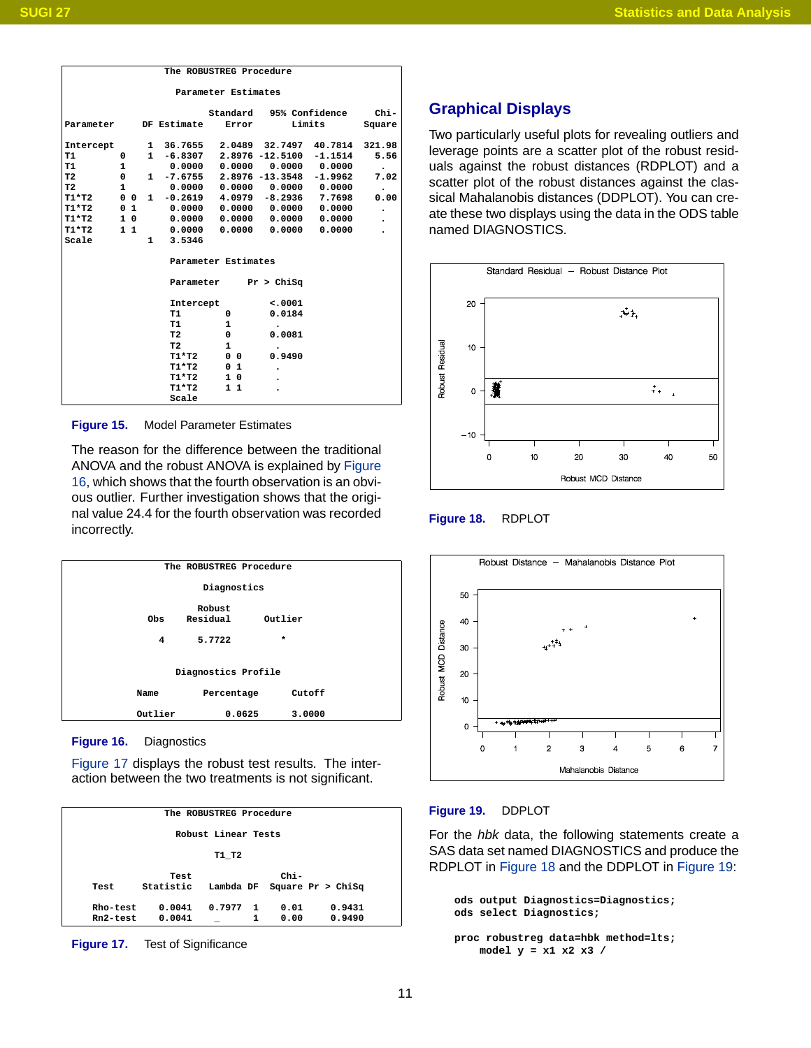```
                    The ROBUSTREG Procedure

                     Parameter Estimates

                              Standard   95% Confidence     Chi-
Parameter      DF Estimate     Error        Limits        Square

Intercept        1  36.7655    2.0489  32.7497  40.7814  321.98
T1         0     1  -6.8307    2.8976 -12.5100  -1.1514    5.56
T1         1        0.0000    0.0000   0.0000   0.0000      .
T2         0     1  -7.6755    2.8976 -13.3548  -1.9962    7.02
T2         1        0.0000    0.0000   0.0000   0.0000      .
T1*T2      0 0   1  -0.2619    4.0979  -8.2936   7.7698    0.00
T1*T2      0 1      0.0000    0.0000   0.0000   0.0000      .
T1*T2      1 0      0.0000    0.0000   0.0000   0.0000      .
T1*T2      1 1      0.0000    0.0000   0.0000   0.0000      .
Scale            1   3.5346

                    Parameter Estimates

                    Parameter      Pr > ChiSq

                    Intercept          <.0001
                    T1         0       0.0184
                    T1         1        .
                    T2         0       0.0081
                    T2         1        .
                    T1*T2      0 0     0.9490
                    T1*T2      0 1      .
                    T1*T2      1 0      .
                    T1*T2      1 1      .
                    Scale
```

**Figure 15.** Model Parameter Estimates

The reason for the difference between the traditional ANOVA and the robust ANOVA is explained by Figure 16, which shows that the fourth observation is an obvious outlier. Further investigation shows that the original value 24.4 for the fourth observation was recorded incorrectly.

```
                    The ROBUSTREG Procedure

                          Diagnostics

                           Robust
                  Obs     Residual      Outlier

                    4      5.7722          *


                      Diagnostics Profile

              Name         Percentage      Cutoff

              Outlier          0.0625      3.0000
```

**Figure 16.** Diagnostics

Figure 17 displays the robust test results. The interaction between the two treatments is not significant.

```
                    The ROBUSTREG Procedure

                      Robust Linear Tests

                             T1_T2

                 Test                          Chi-
     Test      Statistic    Lambda  DF   Square  Pr > ChiSq

     Rho-test     0.0041    0.7977   1     0.01      0.9431
     Rn2-test     0.0041     _       1     0.00      0.9490
```

**Figure 17.** Test of Significance

## Graphical Displays

Two particularly useful plots for revealing outliers and leverage points are a scatter plot of the robust residuals against the robust distances (RDPLOT) and a scatter plot of the robust distances against the classical Mahalanobis distances (DDPLOT). You can create these two displays using the data in the ODS table named DIAGNOSTICS.

**Figure 18.** RDPLOT

**Figure 19.** DDPLOT

For the *hbk* data, the following statements create a SAS data set named DIAGNOSTICS and produce the RDPLOT in Figure 18 and the DDPLOT in Figure 19:

```
ods output Diagnostics=Diagnostics;
ods select Diagnostics;

proc robustreg data=hbk method=lts;
    model y = x1 x2 x3 /
```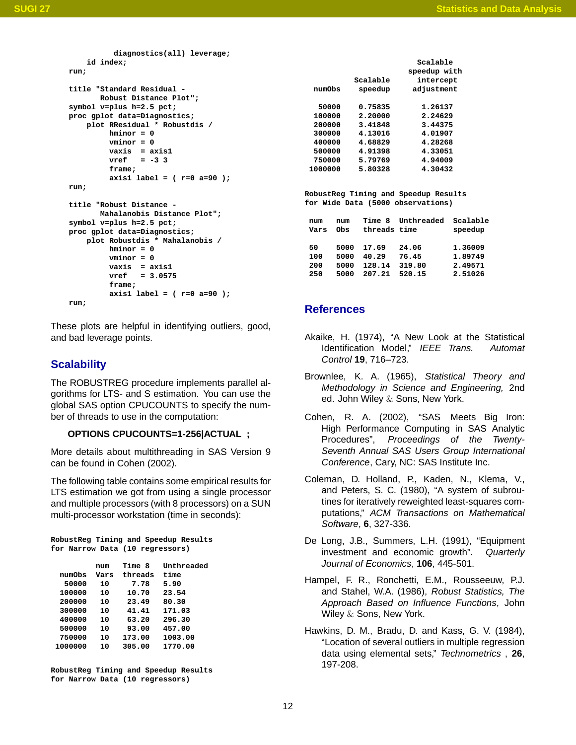```
            diagnostics(all) leverage;
      id index;
   run;

   title "Standard Residual -
          Robust Distance Plot";
   symbol v=plus h=2.5 pct;
   proc gplot data=Diagnostics;
       plot RResidual * Robustdis /
            hminor = 0
            vminor = 0
            vaxis  = axis1
            vref   = -3 3
            frame;
            axis1 label = ( r=0 a=90 );
   run;

   title "Robust Distance -
          Mahalanobis Distance Plot";
   symbol v=plus h=2.5 pct;
   proc gplot data=Diagnostics;
       plot Robustdis * Mahalanobis /
            hminor = 0
            vminor = 0
            vaxis  = axis1
            vref   = 3.0575
            frame;
            axis1 label = ( r=0 a=90 );
   run;
```

These plots are helpful in identifying outliers, good, and bad leverage points.

## Scalability

The ROBUSTREG procedure implements parallel algorithms for LTS- and S estimation. You can use the global SAS option CPUCOUNTS to specify the number of threads to use in the computation:

**OPTIONS CPUCOUNTS=1-256|ACTUAL ;**

More details about multithreading in SAS Version 9 can be found in Cohen (2002).

The following table contains some empirical results for LTS estimation we got from using a single processor and multiple processors (with 8 processors) on a SUN multi-processor workstation (time in seconds):

RobustReg Timing and Speedup Results for Narrow Data (10 regressors)

| numObs | num Vars | Time 8 threads | Unthreaded time |
|---|---|---|---|
| 50000 | 10 | 7.78 | 5.90 |
| 100000 | 10 | 10.70 | 23.54 |
| 200000 | 10 | 23.49 | 80.30 |
| 300000 | 10 | 41.41 | 171.03 |
| 400000 | 10 | 63.20 | 296.30 |
| 500000 | 10 | 93.00 | 457.00 |
| 750000 | 10 | 173.00 | 1003.00 |
| 1000000 | 10 | 305.00 | 1770.00 |

RobustReg Timing and Speedup Results for Narrow Data (10 regressors)

| numObs | Scalable speedup | Scalable speedup with intercept adjustment |
|---|---|---|
| 50000 | 0.75835 | 1.26137 |
| 100000 | 2.20000 | 2.24629 |
| 200000 | 3.41848 | 3.44375 |
| 300000 | 4.13016 | 4.01907 |
| 400000 | 4.68829 | 4.28268 |
| 500000 | 4.91398 | 4.33051 |
| 750000 | 5.79769 | 4.94009 |
| 1000000 | 5.80328 | 4.30432 |

RobustReg Timing and Speedup Results for Wide Data (5000 observations)

| num Vars | num Obs | Time 8 threads | Unthreaded time | Scalable speedup |
|---|---|---|---|---|
| 50 | 5000 | 17.69 | 24.06 | 1.36009 |
| 100 | 5000 | 40.29 | 76.45 | 1.89749 |
| 200 | 5000 | 128.14 | 319.80 | 2.49576 |
| 250 | 5000 | 207.21 | 520.15 | 2.51026 |

## References

Akaike, H. (1974), "A New Look at the Statistical Identification Model," *IEEE Trans. Automat Control* **19**, 716–723.

Brownlee, K. A. (1965), *Statistical Theory and Methodology in Science and Engineering,* 2nd ed. John Wiley & Sons, New York.

Cohen, R. A. (2002), "SAS Meets Big Iron: High Performance Computing in SAS Analytic Procedures", *Proceedings of the Twenty-Seventh Annual SAS Users Group International Conference*, Cary, NC: SAS Institute Inc.

Coleman, D. Holland, P., Kaden, N., Klema, V., and Peters, S. C. (1980), "A system of subroutines for iteratively reweighted least-squares computations," *ACM Transactions on Mathematical Software*, **6**, 327-336.

De Long, J.B., Summers, L.H. (1991), "Equipment investment and economic growth". *Quarterly Journal of Economics*, **106**, 445-501.

Hampel, F. R., Ronchetti, E.M., Rousseeuw, P.J. and Stahel, W.A. (1986), *Robust Statistics, The Approach Based on Influence Functions*, John Wiley & Sons, New York.

Hawkins, D. M., Bradu, D. and Kass, G. V. (1984), "Location of several outliers in multiple regression data using elemental sets," *Technometrics* , **26**, 197-208.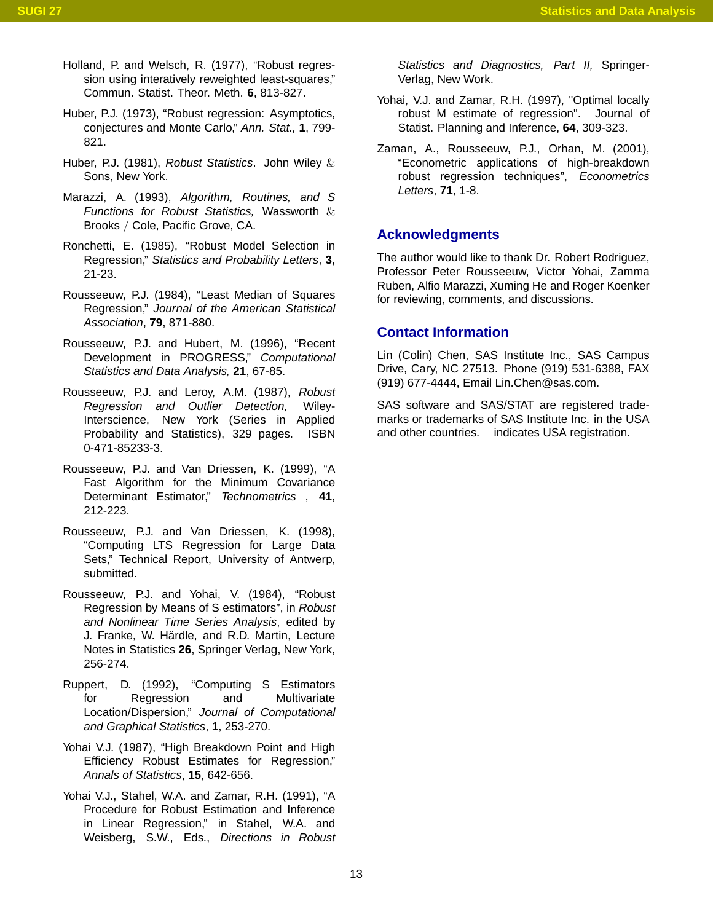Holland, P. and Welsch, R. (1977), "Robust regression using interatively reweighted least-squares," Commun. Statist. Theor. Meth. **6**, 813-827.

Huber, P.J. (1973), "Robust regression: Asymptotics, conjectures and Monte Carlo," *Ann. Stat.,* **1**, 799-821.

Huber, P.J. (1981), *Robust Statistics*. John Wiley & Sons, New York.

Marazzi, A. (1993), *Algorithm, Routines, and S Functions for Robust Statistics,* Wassworth & Brooks / Cole, Pacific Grove, CA.

Ronchetti, E. (1985), "Robust Model Selection in Regression," *Statistics and Probability Letters*, **3**, 21-23.

Rousseeuw, P.J. (1984), "Least Median of Squares Regression," *Journal of the American Statistical Association*, **79**, 871-880.

Rousseeuw, P.J. and Hubert, M. (1996), "Recent Development in PROGRESS," *Computational Statistics and Data Analysis,* **21**, 67-85.

Rousseeuw, P.J. and Leroy, A.M. (1987), *Robust Regression and Outlier Detection,* Wiley-Interscience, New York (Series in Applied Probability and Statistics), 329 pages. ISBN 0-471-85233-3.

Rousseeuw, P.J. and Van Driessen, K. (1999), "A Fast Algorithm for the Minimum Covariance Determinant Estimator," *Technometrics* , **41**, 212-223.

Rousseeuw, P.J. and Van Driessen, K. (1998), "Computing LTS Regression for Large Data Sets," Technical Report, University of Antwerp, submitted.

Rousseeuw, P.J. and Yohai, V. (1984), "Robust Regression by Means of S estimators", in *Robust and Nonlinear Time Series Analysis*, edited by J. Franke, W. Härdle, and R.D. Martin, Lecture Notes in Statistics **26**, Springer Verlag, New York, 256-274.

Ruppert, D. (1992), "Computing S Estimators for Regression and Multivariate Location/Dispersion," *Journal of Computational and Graphical Statistics*, **1**, 253-270.

Yohai V.J. (1987), "High Breakdown Point and High Efficiency Robust Estimates for Regression," *Annals of Statistics*, **15**, 642-656.

Yohai V.J., Stahel, W.A. and Zamar, R.H. (1991), "A Procedure for Robust Estimation and Inference in Linear Regression," in Stahel, W.A. and Weisberg, S.W., Eds., *Directions in Robust Statistics and Diagnostics, Part II,* Springer-Verlag, New Work.

Yohai, V.J. and Zamar, R.H. (1997), "Optimal locally robust M estimate of regression". Journal of Statist. Planning and Inference, **64**, 309-323.

Zaman, A., Rousseeuw, P.J., Orhan, M. (2001), "Econometric applications of high-breakdown robust regression techniques", *Econometrics Letters*, **71**, 1-8.

## Acknowledgments

The author would like to thank Dr. Robert Rodriguez, Professor Peter Rousseeuw, Victor Yohai, Zamma Ruben, Alfio Marazzi, Xuming He and Roger Koenker for reviewing, comments, and discussions.

## Contact Information

Lin (Colin) Chen, SAS Institute Inc., SAS Campus Drive, Cary, NC 27513. Phone (919) 531-6388, FAX (919) 677-4444, Email Lin.Chen@sas.com.

SAS software and SAS/STAT are registered trademarks or trademarks of SAS Institute Inc. in the USA and other countries. indicates USA registration.